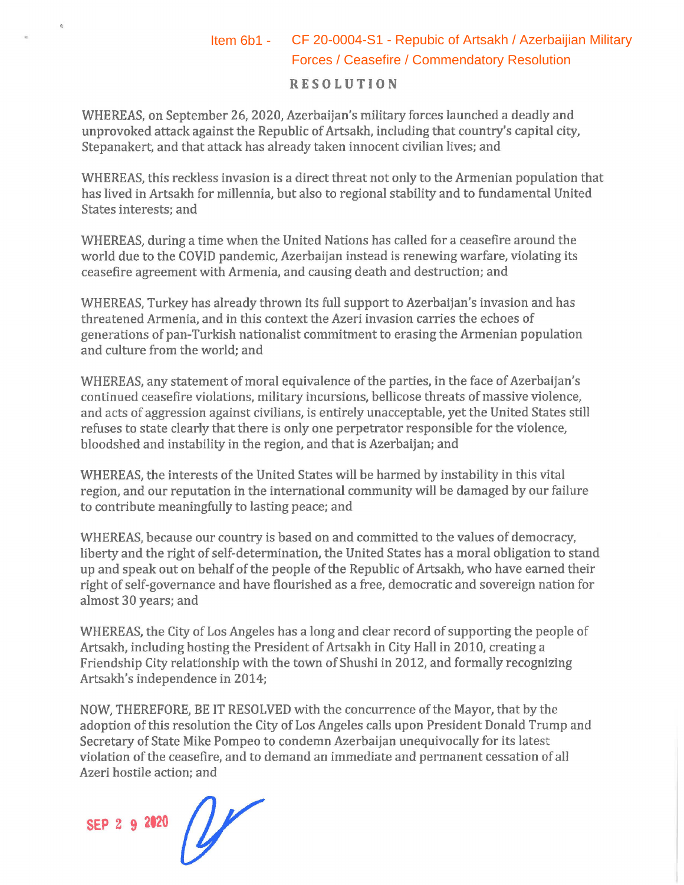Item 6b1 - CF 20-0004-S1 - Republic of Artsakh / Azerbaijian Military Forces / Ceasefire / Commendatory Resolution

# RESOLUTION

WHEREAS, on September 26, 2020, Azerbaijan's military forces launched a deadly and unprovoked attack against the Republic of Artsakh, including that country's capital city, Stepanakert, and that attack has already taken innocent civilian lives; and

WHEREAS, this reckless invasion is a direct threat not only to the Armenian population that has lived in Artsakh for millennia, but also to regional stability and to fundamental United States interests; and

WHEREAS, during a time when the United Nations has called for a ceasefire around the world due to the COVID pandemic, Azerbaijan instead is renewing warfare, violating its ceasefire agreement with Armenia, and causing death and destruction; and

WHEREAS, Turkey has already thrown its full support to Azerbaijan's invasion and has threatened Armenia, and in this context the Azeri invasion carries the echoes of generations of pan-Turkish nationalist commitment to erasing the Armenian population and culture from the world; and

WHEREAS, any statement of moral equivalence of the parties, in the face of Azerbaijan's continued ceasefire violations, military incursions, bellicose threats of massive violence, and acts of aggression against civilians, is entirely unacceptable, yet the United States still refuses to state clearly that there is only one perpetrator responsible for the violence, bloodshed and instability in the region, and that is Azerbaijan; and

WHEREAS, the interests of the United States will be harmed by instability in this vital region, and our reputation in the international community will be damaged by our failure to contribute meaningfully to lasting peace; and

WHEREAS, because our country is based on and committed to the values of democracy, liberty and the right of self-determination, the United States has a moral obligation to stand up and speak out on behalf of the people of the Republic of Artsakh, who have earned their right of self-governance and have flourished as a free, democratic and sovereign nation for almost 30 years; and

WHEREAS, the City of Los Angeles has a long and clear record of supporting the people of Artsakh, including hosting the President of Artsakh in City Hall in 2010, creating a Friendship City relationship with the town of Shushi in 2012, and formally recognizing Artsakh's independence in 2014;

NOW, THEREFORE, BE IT RESOLVED with the concurrence of the Mayor, that by the adoption of this resolution the City of Los Angeles calls upon President Donald Trump and Secretary of State Mike Pompeo to condemn Azerbaijan unequivocally for its latest violation of the ceasefire, and to demand an immediate and permanent cessation of all Azeri hostile action; and

SEP 29 2020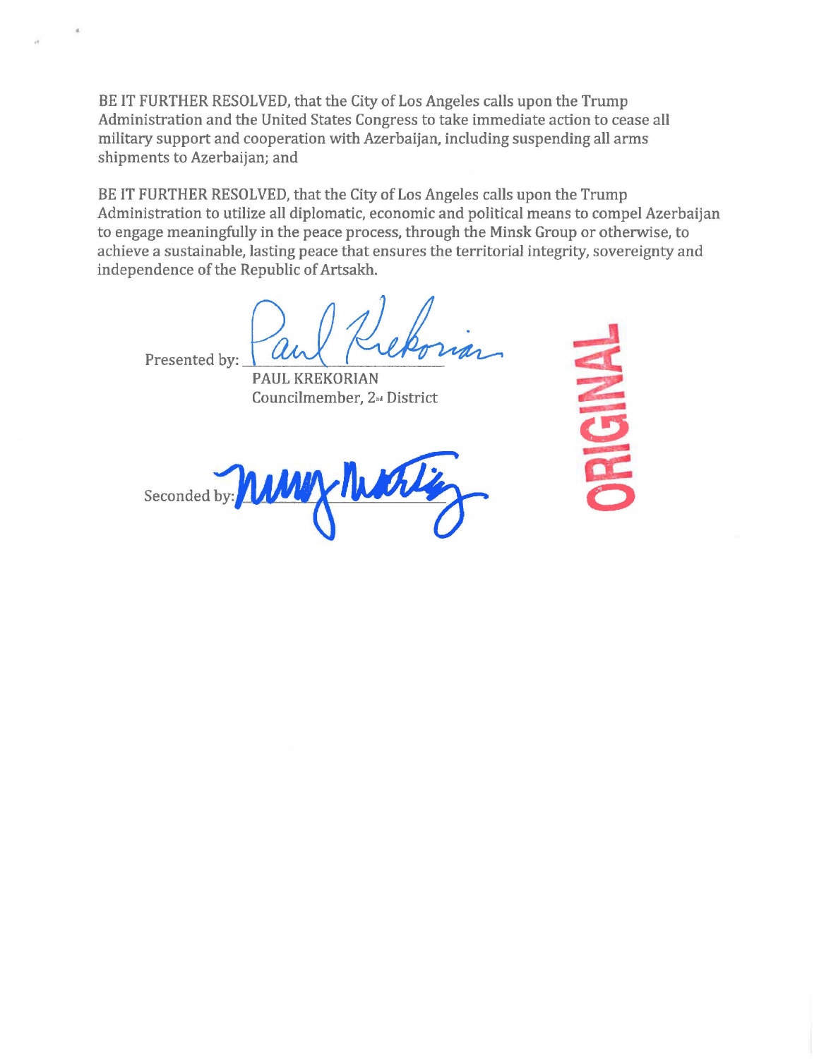BE IT FURTHER RESOLVED, that the City of Los Angeles calls upon the Trump Administration and the United States Congress to take immediate action to cease all military support and cooperation with Azerbaijan, including suspending all arms shipments to Azerbaijan; and

BE IT FURTHER RESOLVED, that the City of Los Angeles calls upon the Trump Administration to utilize all diplomatic, economic and political means to compel Azerbaijan to engage meaningfully in the peace process, through the Minsk Group or otherwise, to achieve a sustainable, lasting peace that ensures the territorial integrity, sovereignty and independence of the Republic of Artsakh.

Presented by: ______________________
PAUL KREKORIAN
Councilmember, 2nd District

Seconded by: ______________________

ORIGINAL